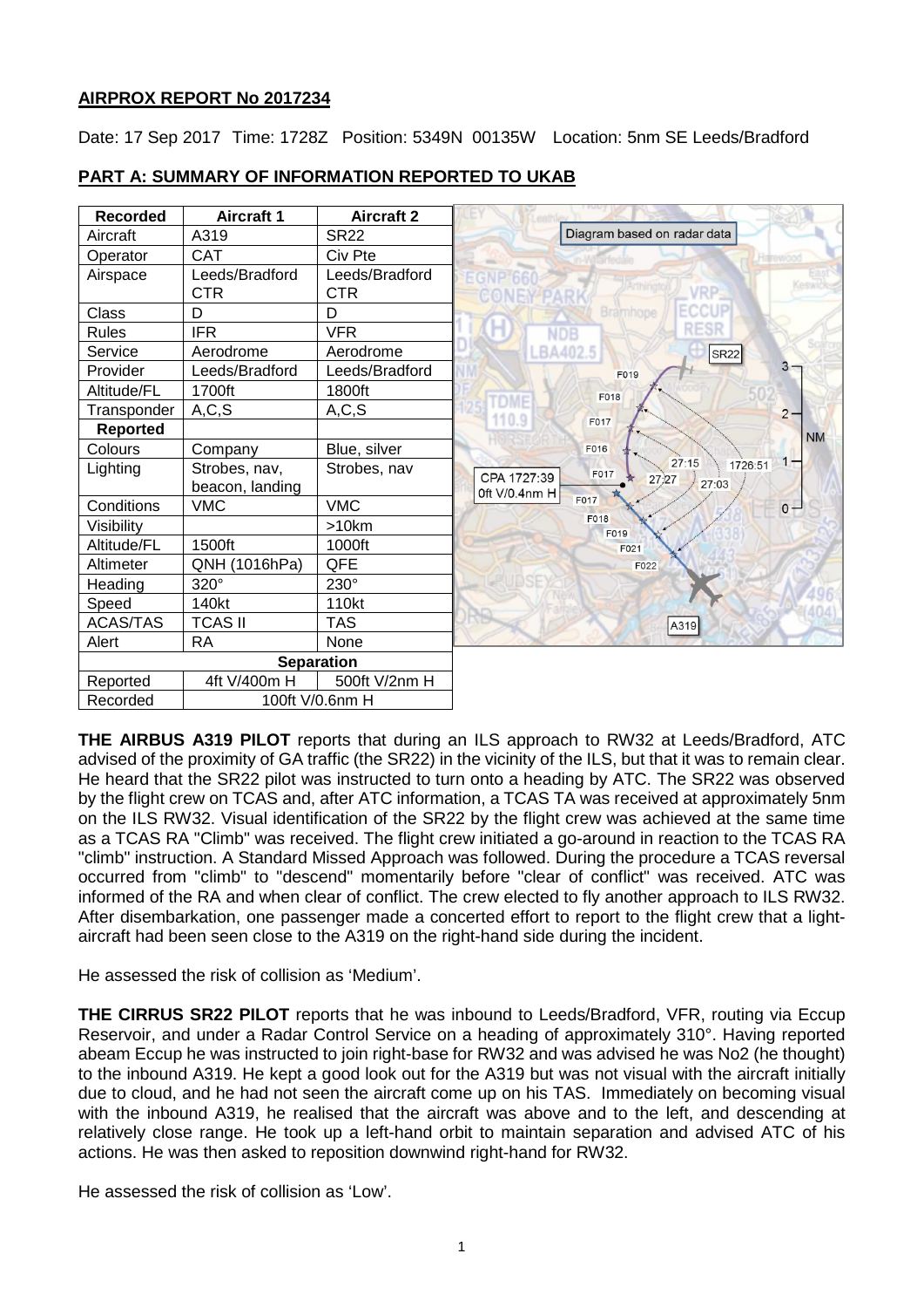**AIRPROX REPORT No 2017234**

Date: 17 Sep 2017 Time: 1728Z Position: 5349N 00135W Location: 5nm SE Leeds/Bradford

**PART A: SUMMARY OF INFORMATION REPORTED TO UKAB**

| Recorded | Aircraft 1 | Aircraft 2 |
|---|---|---|
| Aircraft | A319 | SR22 |
| Operator | CAT | Civ Pte |
| Airspace | Leeds/Bradford CTR | Leeds/Bradford CTR |
| Class | D | D |
| Rules | IFR | VFR |
| Service | Aerodrome | Aerodrome |
| Provider | Leeds/Bradford | Leeds/Bradford |
| Altitude/FL | 1700ft | 1800ft |
| Transponder | A,C,S | A,C,S |
| **Reported** | | |
| Colours | Company | Blue, silver |
| Lighting | Strobes, nav, beacon, landing | Strobes, nav |
| Conditions | VMC | VMC |
| Visibility | | >10km |
| Altitude/FL | 1500ft | 1000ft |
| Altimeter | QNH (1016hPa) | QFE |
| Heading | 320° | 230° |
| Speed | 140kt | 110kt |
| ACAS/TAS | TCAS II | TAS |
| Alert | RA | None |
| **Separation** | | |
| Reported | 4ft V/400m H | 500ft V/2nm H |
| Recorded | 100ft V/0.6nm H | |

Diagram based on radar data

CPA 1727:39 0ft V/0.4nm H

**THE AIRBUS A319 PILOT** reports that during an ILS approach to RW32 at Leeds/Bradford, ATC advised of the proximity of GA traffic (the SR22) in the vicinity of the ILS, but that it was to remain clear. He heard that the SR22 pilot was instructed to turn onto a heading by ATC. The SR22 was observed by the flight crew on TCAS and, after ATC information, a TCAS TA was received at approximately 5nm on the ILS RW32. Visual identification of the SR22 by the flight crew was achieved at the same time as a TCAS RA "Climb" was received. The flight crew initiated a go-around in reaction to the TCAS RA "climb" instruction. A Standard Missed Approach was followed. During the procedure a TCAS reversal occurred from "climb" to "descend" momentarily before "clear of conflict" was received. ATC was informed of the RA and when clear of conflict. The crew elected to fly another approach to ILS RW32. After disembarkation, one passenger made a concerted effort to report to the flight crew that a light-aircraft had been seen close to the A319 on the right-hand side during the incident.

He assessed the risk of collision as 'Medium'.

**THE CIRRUS SR22 PILOT** reports that he was inbound to Leeds/Bradford, VFR, routing via Eccup Reservoir, and under a Radar Control Service on a heading of approximately 310°. Having reported abeam Eccup he was instructed to join right-base for RW32 and was advised he was No2 (he thought) to the inbound A319. He kept a good look out for the A319 but was not visual with the aircraft initially due to cloud, and he had not seen the aircraft come up on his TAS. Immediately on becoming visual with the inbound A319, he realised that the aircraft was above and to the left, and descending at relatively close range. He took up a left-hand orbit to maintain separation and advised ATC of his actions. He was then asked to reposition downwind right-hand for RW32.

He assessed the risk of collision as 'Low'.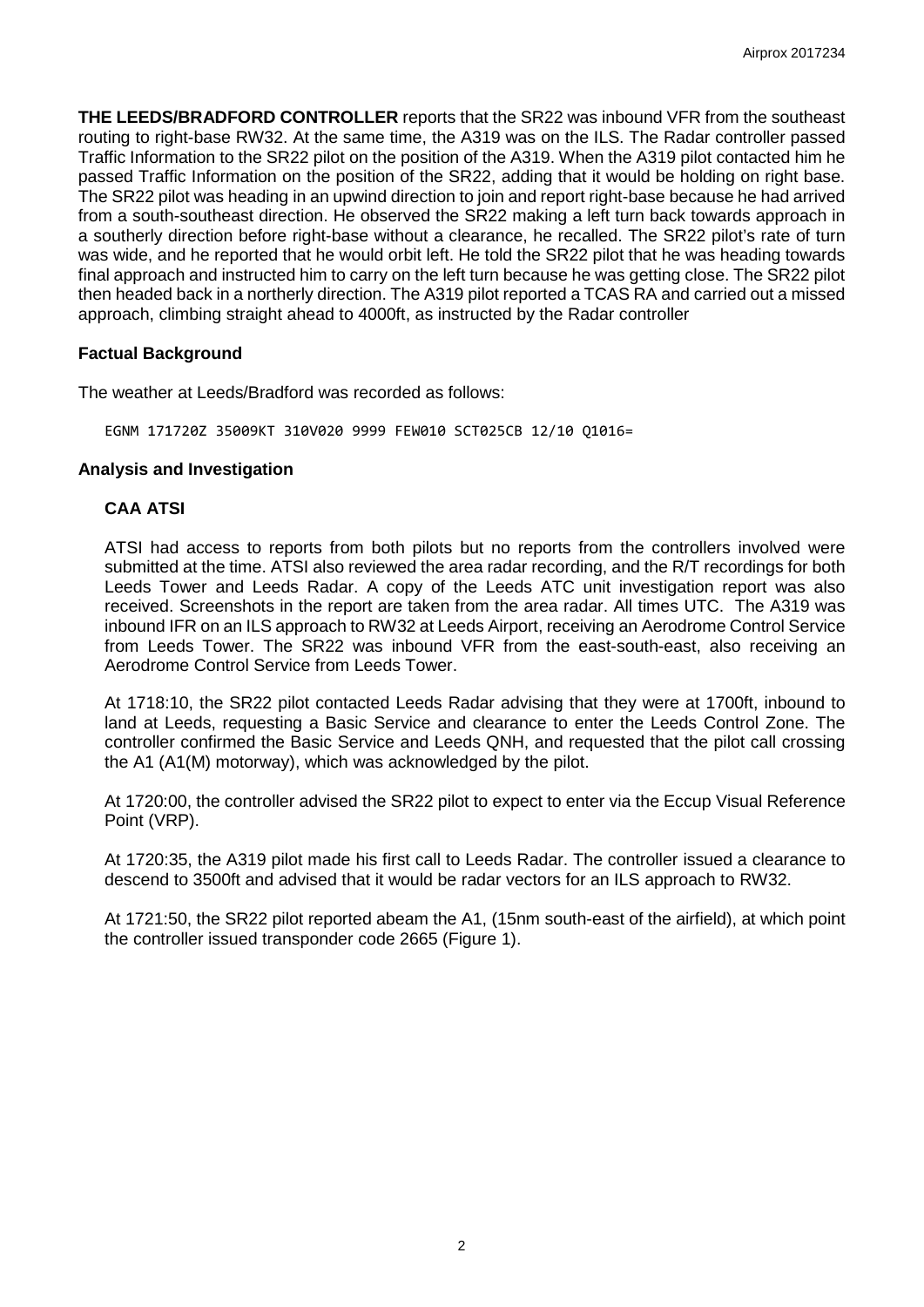**THE LEEDS/BRADFORD CONTROLLER** reports that the SR22 was inbound VFR from the southeast routing to right-base RW32. At the same time, the A319 was on the ILS. The Radar controller passed Traffic Information to the SR22 pilot on the position of the A319. When the A319 pilot contacted him he passed Traffic Information on the position of the SR22, adding that it would be holding on right base. The SR22 pilot was heading in an upwind direction to join and report right-base because he had arrived from a south-southeast direction. He observed the SR22 making a left turn back towards approach in a southerly direction before right-base without a clearance, he recalled. The SR22 pilot's rate of turn was wide, and he reported that he would orbit left. He told the SR22 pilot that he was heading towards final approach and instructed him to carry on the left turn because he was getting close. The SR22 pilot then headed back in a northerly direction. The A319 pilot reported a TCAS RA and carried out a missed approach, climbing straight ahead to 4000ft, as instructed by the Radar controller

### Factual Background

The weather at Leeds/Bradford was recorded as follows:

```
EGNM 171720Z 35009KT 310V020 9999 FEW010 SCT025CB 12/10 Q1016=
```

### Analysis and Investigation

#### CAA ATSI

ATSI had access to reports from both pilots but no reports from the controllers involved were submitted at the time. ATSI also reviewed the area radar recording, and the R/T recordings for both Leeds Tower and Leeds Radar. A copy of the Leeds ATC unit investigation report was also received. Screenshots in the report are taken from the area radar. All times UTC. The A319 was inbound IFR on an ILS approach to RW32 at Leeds Airport, receiving an Aerodrome Control Service from Leeds Tower. The SR22 was inbound VFR from the east-south-east, also receiving an Aerodrome Control Service from Leeds Tower.

At 1718:10, the SR22 pilot contacted Leeds Radar advising that they were at 1700ft, inbound to land at Leeds, requesting a Basic Service and clearance to enter the Leeds Control Zone. The controller confirmed the Basic Service and Leeds QNH, and requested that the pilot call crossing the A1 (A1(M) motorway), which was acknowledged by the pilot.

At 1720:00, the controller advised the SR22 pilot to expect to enter via the Eccup Visual Reference Point (VRP).

At 1720:35, the A319 pilot made his first call to Leeds Radar. The controller issued a clearance to descend to 3500ft and advised that it would be radar vectors for an ILS approach to RW32.

At 1721:50, the SR22 pilot reported abeam the A1, (15nm south-east of the airfield), at which point the controller issued transponder code 2665 (Figure 1).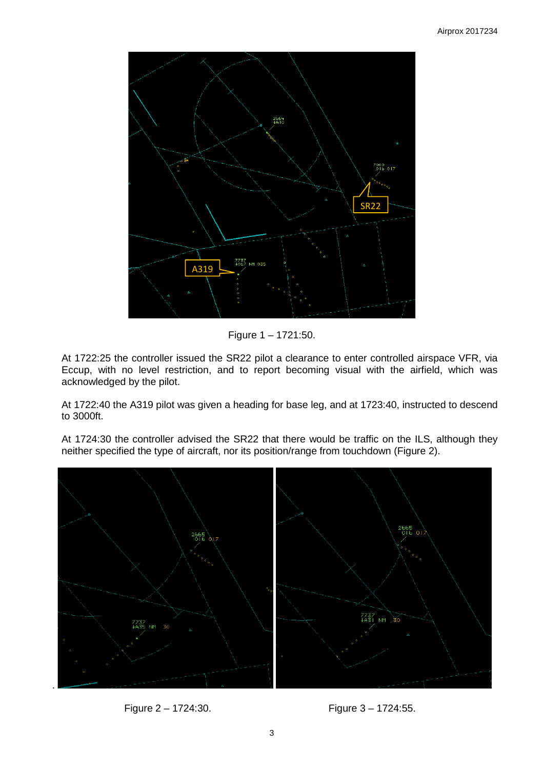Figure 1 – 1721:50.

At 1722:25 the controller issued the SR22 pilot a clearance to enter controlled airspace VFR, via Eccup, with no level restriction, and to report becoming visual with the airfield, which was acknowledged by the pilot.

At 1722:40 the A319 pilot was given a heading for base leg, and at 1723:40, instructed to descend to 3000ft.

At 1724:30 the controller advised the SR22 that there would be traffic on the ILS, although they neither specified the type of aircraft, nor its position/range from touchdown (Figure 2).

Figure 2 – 1724:30.

Figure 3 – 1724:55.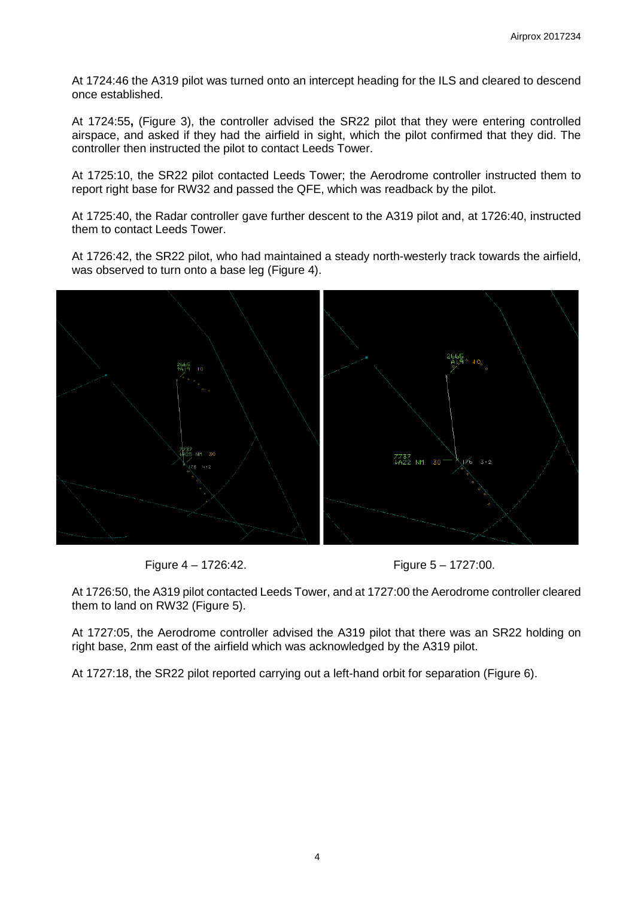At 1724:46 the A319 pilot was turned onto an intercept heading for the ILS and cleared to descend once established.

At 1724:55**,** (Figure 3), the controller advised the SR22 pilot that they were entering controlled airspace, and asked if they had the airfield in sight, which the pilot confirmed that they did. The controller then instructed the pilot to contact Leeds Tower.

At 1725:10, the SR22 pilot contacted Leeds Tower; the Aerodrome controller instructed them to report right base for RW32 and passed the QFE, which was readback by the pilot.

At 1725:40, the Radar controller gave further descent to the A319 pilot and, at 1726:40, instructed them to contact Leeds Tower.

At 1726:42, the SR22 pilot, who had maintained a steady north-westerly track towards the airfield, was observed to turn onto a base leg (Figure 4).

Figure 4 – 1726:42. Figure 5 – 1727:00.

At 1726:50, the A319 pilot contacted Leeds Tower, and at 1727:00 the Aerodrome controller cleared them to land on RW32 (Figure 5).

At 1727:05, the Aerodrome controller advised the A319 pilot that there was an SR22 holding on right base, 2nm east of the airfield which was acknowledged by the A319 pilot.

At 1727:18, the SR22 pilot reported carrying out a left-hand orbit for separation (Figure 6).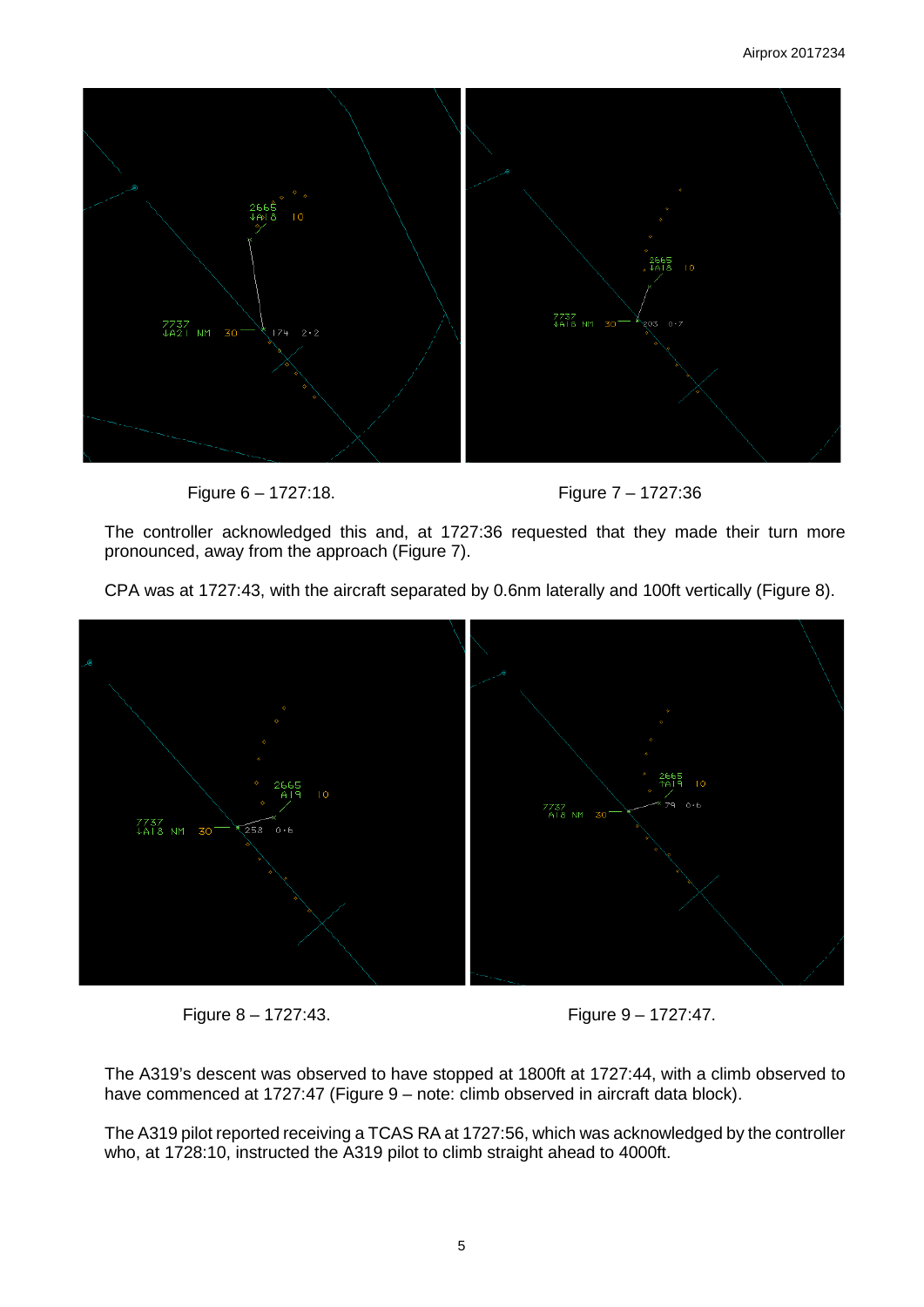Figure 6 – 1727:18.

Figure 7 – 1727:36

The controller acknowledged this and, at 1727:36 requested that they made their turn more pronounced, away from the approach (Figure 7).

CPA was at 1727:43, with the aircraft separated by 0.6nm laterally and 100ft vertically (Figure 8).

Figure 8 – 1727:43.

Figure 9 – 1727:47.

The A319's descent was observed to have stopped at 1800ft at 1727:44, with a climb observed to have commenced at 1727:47 (Figure 9 – note: climb observed in aircraft data block).

The A319 pilot reported receiving a TCAS RA at 1727:56, which was acknowledged by the controller who, at 1728:10, instructed the A319 pilot to climb straight ahead to 4000ft.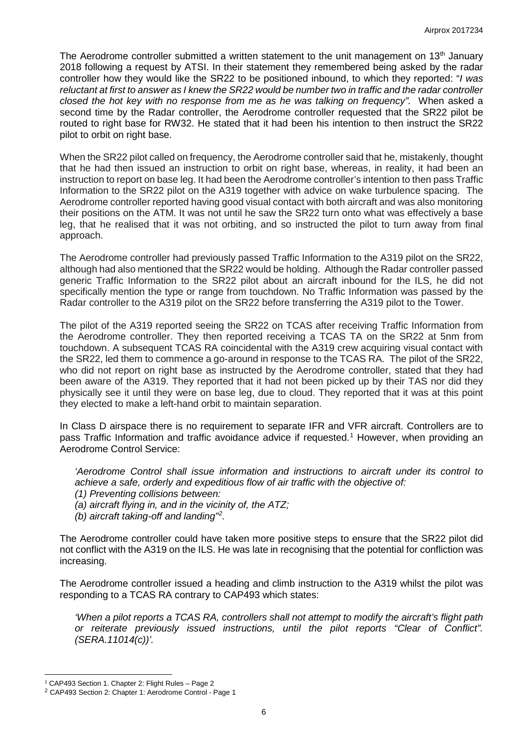The Aerodrome controller submitted a written statement to the unit management on 13th January 2018 following a request by ATSI. In their statement they remembered being asked by the radar controller how they would like the SR22 to be positioned inbound, to which they reported: "*I was reluctant at first to answer as I knew the SR22 would be number two in traffic and the radar controller closed the hot key with no response from me as he was talking on frequency".* When asked a second time by the Radar controller, the Aerodrome controller requested that the SR22 pilot be routed to right base for RW32. He stated that it had been his intention to then instruct the SR22 pilot to orbit on right base.

When the SR22 pilot called on frequency, the Aerodrome controller said that he, mistakenly, thought that he had then issued an instruction to orbit on right base, whereas, in reality, it had been an instruction to report on base leg. It had been the Aerodrome controller's intention to then pass Traffic Information to the SR22 pilot on the A319 together with advice on wake turbulence spacing. The Aerodrome controller reported having good visual contact with both aircraft and was also monitoring their positions on the ATM. It was not until he saw the SR22 turn onto what was effectively a base leg, that he realised that it was not orbiting, and so instructed the pilot to turn away from final approach.

The Aerodrome controller had previously passed Traffic Information to the A319 pilot on the SR22, although had also mentioned that the SR22 would be holding. Although the Radar controller passed generic Traffic Information to the SR22 pilot about an aircraft inbound for the ILS, he did not specifically mention the type or range from touchdown. No Traffic Information was passed by the Radar controller to the A319 pilot on the SR22 before transferring the A319 pilot to the Tower.

The pilot of the A319 reported seeing the SR22 on TCAS after receiving Traffic Information from the Aerodrome controller. They then reported receiving a TCAS TA on the SR22 at 5nm from touchdown. A subsequent TCAS RA coincidental with the A319 crew acquiring visual contact with the SR22, led them to commence a go-around in response to the TCAS RA. The pilot of the SR22, who did not report on right base as instructed by the Aerodrome controller, stated that they had been aware of the A319. They reported that it had not been picked up by their TAS nor did they physically see it until they were on base leg, due to cloud. They reported that it was at this point they elected to make a left-hand orbit to maintain separation.

In Class D airspace there is no requirement to separate IFR and VFR aircraft. Controllers are to pass Traffic Information and traffic avoidance advice if requested.[1] However, when providing an Aerodrome Control Service:

> *'Aerodrome Control shall issue information and instructions to aircraft under its control to achieve a safe, orderly and expeditious flow of air traffic with the objective of:*
> *(1) Preventing collisions between:*
> *(a) aircraft flying in, and in the vicinity of, the ATZ;*
> *(b) aircraft taking-off and landing"*[2].

The Aerodrome controller could have taken more positive steps to ensure that the SR22 pilot did not conflict with the A319 on the ILS. He was late in recognising that the potential for confliction was increasing.

The Aerodrome controller issued a heading and climb instruction to the A319 whilst the pilot was responding to a TCAS RA contrary to CAP493 which states:

> *'When a pilot reports a TCAS RA, controllers shall not attempt to modify the aircraft's flight path or reiterate previously issued instructions, until the pilot reports "Clear of Conflict". (SERA.11014(c))'.*

---

[1] CAP493 Section 1. Chapter 2: Flight Rules – Page 2

[2] CAP493 Section 2: Chapter 1: Aerodrome Control - Page 1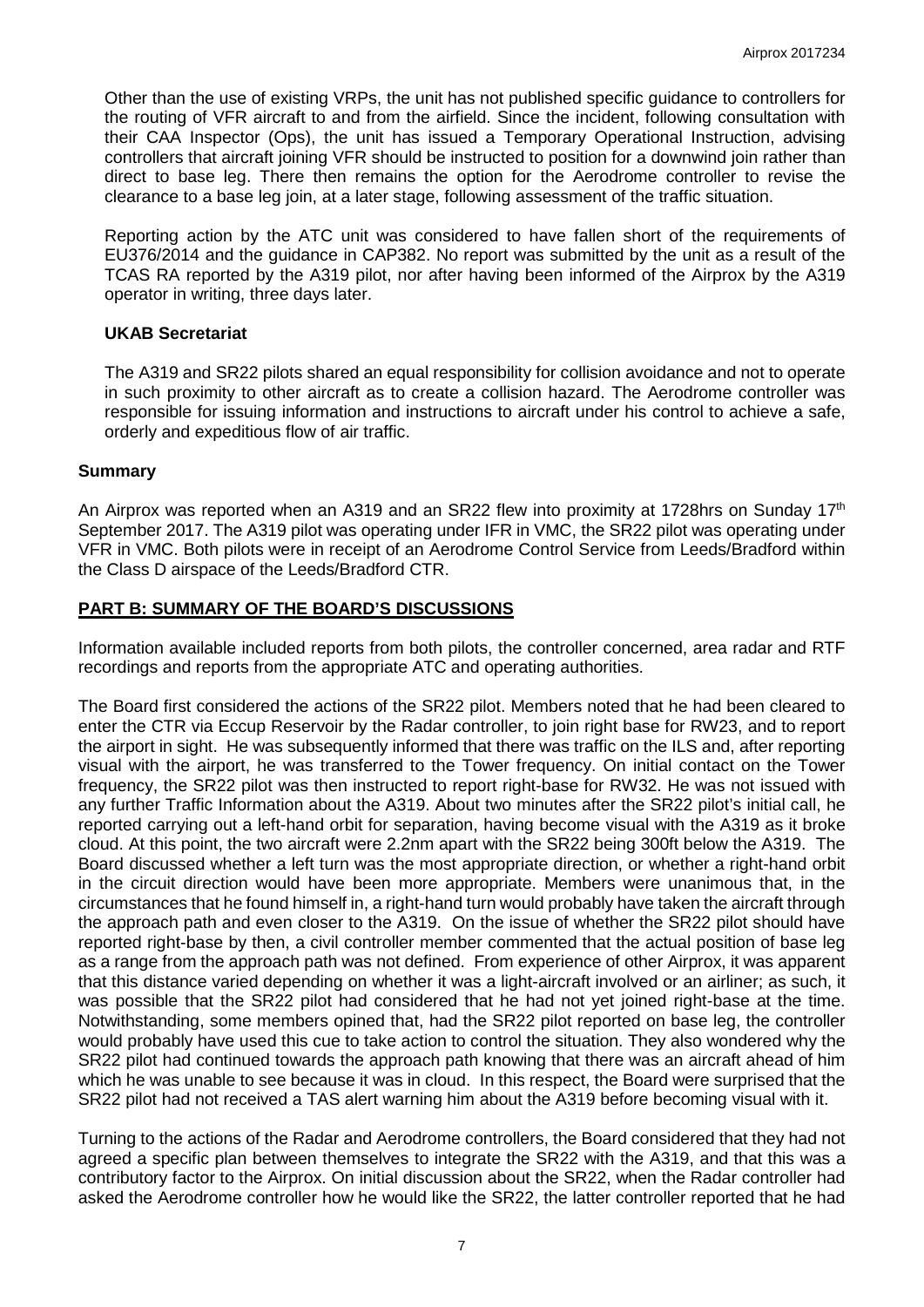Other than the use of existing VRPs, the unit has not published specific guidance to controllers for the routing of VFR aircraft to and from the airfield. Since the incident, following consultation with their CAA Inspector (Ops), the unit has issued a Temporary Operational Instruction, advising controllers that aircraft joining VFR should be instructed to position for a downwind join rather than direct to base leg. There then remains the option for the Aerodrome controller to revise the clearance to a base leg join, at a later stage, following assessment of the traffic situation.

Reporting action by the ATC unit was considered to have fallen short of the requirements of EU376/2014 and the guidance in CAP382. No report was submitted by the unit as a result of the TCAS RA reported by the A319 pilot, nor after having been informed of the Airprox by the A319 operator in writing, three days later.

### UKAB Secretariat

The A319 and SR22 pilots shared an equal responsibility for collision avoidance and not to operate in such proximity to other aircraft as to create a collision hazard. The Aerodrome controller was responsible for issuing information and instructions to aircraft under his control to achieve a safe, orderly and expeditious flow of air traffic.

### Summary

An Airprox was reported when an A319 and an SR22 flew into proximity at 1728hrs on Sunday 17th September 2017. The A319 pilot was operating under IFR in VMC, the SR22 pilot was operating under VFR in VMC. Both pilots were in receipt of an Aerodrome Control Service from Leeds/Bradford within the Class D airspace of the Leeds/Bradford CTR.

## PART B: SUMMARY OF THE BOARD'S DISCUSSIONS

Information available included reports from both pilots, the controller concerned, area radar and RTF recordings and reports from the appropriate ATC and operating authorities.

The Board first considered the actions of the SR22 pilot. Members noted that he had been cleared to enter the CTR via Eccup Reservoir by the Radar controller, to join right base for RW23, and to report the airport in sight. He was subsequently informed that there was traffic on the ILS and, after reporting visual with the airport, he was transferred to the Tower frequency. On initial contact on the Tower frequency, the SR22 pilot was then instructed to report right-base for RW32. He was not issued with any further Traffic Information about the A319. About two minutes after the SR22 pilot's initial call, he reported carrying out a left-hand orbit for separation, having become visual with the A319 as it broke cloud. At this point, the two aircraft were 2.2nm apart with the SR22 being 300ft below the A319. The Board discussed whether a left turn was the most appropriate direction, or whether a right-hand orbit in the circuit direction would have been more appropriate. Members were unanimous that, in the circumstances that he found himself in, a right-hand turn would probably have taken the aircraft through the approach path and even closer to the A319. On the issue of whether the SR22 pilot should have reported right-base by then, a civil controller member commented that the actual position of base leg as a range from the approach path was not defined. From experience of other Airprox, it was apparent that this distance varied depending on whether it was a light-aircraft involved or an airliner; as such, it was possible that the SR22 pilot had considered that he had not yet joined right-base at the time. Notwithstanding, some members opined that, had the SR22 pilot reported on base leg, the controller would probably have used this cue to take action to control the situation. They also wondered why the SR22 pilot had continued towards the approach path knowing that there was an aircraft ahead of him which he was unable to see because it was in cloud. In this respect, the Board were surprised that the SR22 pilot had not received a TAS alert warning him about the A319 before becoming visual with it.

Turning to the actions of the Radar and Aerodrome controllers, the Board considered that they had not agreed a specific plan between themselves to integrate the SR22 with the A319, and that this was a contributory factor to the Airprox. On initial discussion about the SR22, when the Radar controller had asked the Aerodrome controller how he would like the SR22, the latter controller reported that he had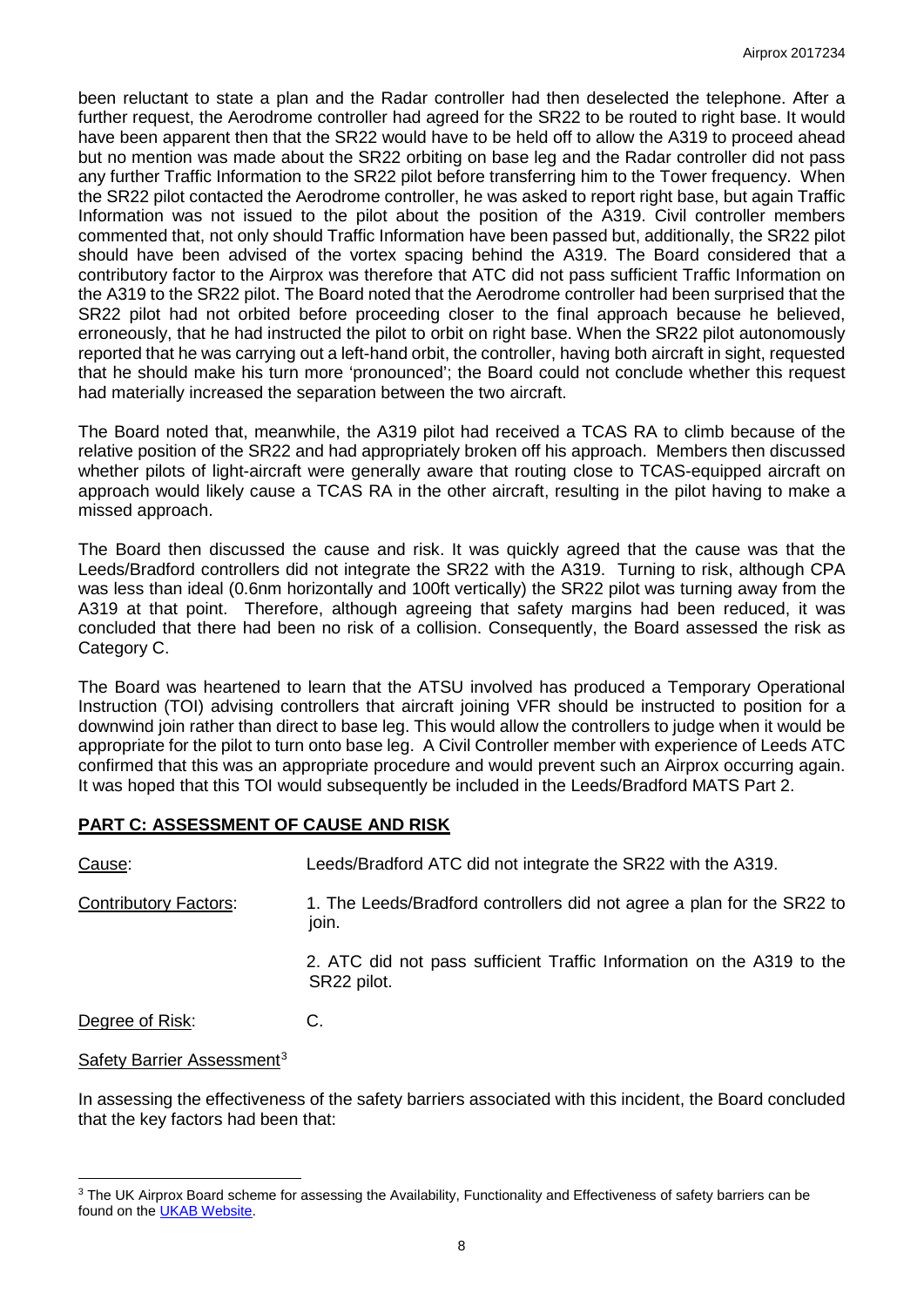been reluctant to state a plan and the Radar controller had then deselected the telephone. After a further request, the Aerodrome controller had agreed for the SR22 to be routed to right base. It would have been apparent then that the SR22 would have to be held off to allow the A319 to proceed ahead but no mention was made about the SR22 orbiting on base leg and the Radar controller did not pass any further Traffic Information to the SR22 pilot before transferring him to the Tower frequency. When the SR22 pilot contacted the Aerodrome controller, he was asked to report right base, but again Traffic Information was not issued to the pilot about the position of the A319. Civil controller members commented that, not only should Traffic Information have been passed but, additionally, the SR22 pilot should have been advised of the vortex spacing behind the A319. The Board considered that a contributory factor to the Airprox was therefore that ATC did not pass sufficient Traffic Information on the A319 to the SR22 pilot. The Board noted that the Aerodrome controller had been surprised that the SR22 pilot had not orbited before proceeding closer to the final approach because he believed, erroneously, that he had instructed the pilot to orbit on right base. When the SR22 pilot autonomously reported that he was carrying out a left-hand orbit, the controller, having both aircraft in sight, requested that he should make his turn more 'pronounced'; the Board could not conclude whether this request had materially increased the separation between the two aircraft.

The Board noted that, meanwhile, the A319 pilot had received a TCAS RA to climb because of the relative position of the SR22 and had appropriately broken off his approach. Members then discussed whether pilots of light-aircraft were generally aware that routing close to TCAS-equipped aircraft on approach would likely cause a TCAS RA in the other aircraft, resulting in the pilot having to make a missed approach.

The Board then discussed the cause and risk. It was quickly agreed that the cause was that the Leeds/Bradford controllers did not integrate the SR22 with the A319. Turning to risk, although CPA was less than ideal (0.6nm horizontally and 100ft vertically) the SR22 pilot was turning away from the A319 at that point. Therefore, although agreeing that safety margins had been reduced, it was concluded that there had been no risk of a collision. Consequently, the Board assessed the risk as Category C.

The Board was heartened to learn that the ATSU involved has produced a Temporary Operational Instruction (TOI) advising controllers that aircraft joining VFR should be instructed to position for a downwind join rather than direct to base leg. This would allow the controllers to judge when it would be appropriate for the pilot to turn onto base leg. A Civil Controller member with experience of Leeds ATC confirmed that this was an appropriate procedure and would prevent such an Airprox occurring again. It was hoped that this TOI would subsequently be included in the Leeds/Bradford MATS Part 2.

## PART C: ASSESSMENT OF CAUSE AND RISK

Cause: Leeds/Bradford ATC did not integrate the SR22 with the A319.

Contributory Factors:

1. The Leeds/Bradford controllers did not agree a plan for the SR22 to join.
2. ATC did not pass sufficient Traffic Information on the A319 to the SR22 pilot.

Degree of Risk: C.

Safety Barrier Assessment[3]

In assessing the effectiveness of the safety barriers associated with this incident, the Board concluded that the key factors had been that:

[3] The UK Airprox Board scheme for assessing the Availability, Functionality and Effectiveness of safety barriers can be found on the UKAB Website.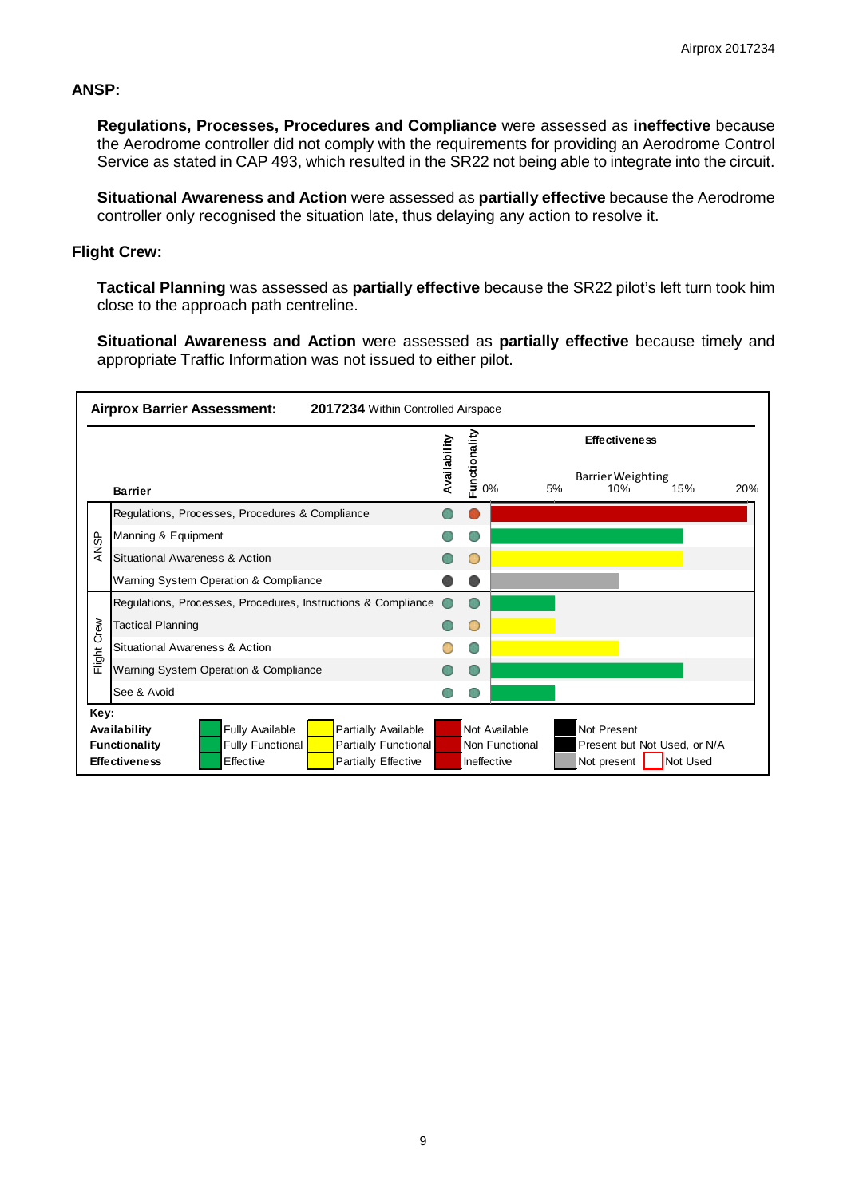**ANSP:**

**Regulations, Processes, Procedures and Compliance** were assessed as **ineffective** because the Aerodrome controller did not comply with the requirements for providing an Aerodrome Control Service as stated in CAP 493, which resulted in the SR22 not being able to integrate into the circuit.

**Situational Awareness and Action** were assessed as **partially effective** because the Aerodrome controller only recognised the situation late, thus delaying any action to resolve it.

**Flight Crew:**

**Tactical Planning** was assessed as **partially effective** because the SR22 pilot's left turn took him close to the approach path centreline.

**Situational Awareness and Action** were assessed as **partially effective** because timely and appropriate Traffic Information was not issued to either pilot.

**Airprox Barrier Assessment:** **2017234** Within Controlled Airspace

Barrier
Availability
Functionality
Effectiveness
Barrier Weighting
0% 5% 10% 15% 20%

ANSP
Regulations, Processes, Procedures & Compliance
Manning & Equipment
Situational Awareness & Action
Warning System Operation & Compliance

Flight Crew
Regulations, Processes, Procedures, Instructions & Compliance
Tactical Planning
Situational Awareness & Action
Warning System Operation & Compliance
See & Avoid

Key:
Availability: Fully Available, Partially Available, Not Available, Not Present
Functionality: Fully Functional, Partially Functional, Non Functional, Present but Not Used, or N/A
Effectiveness: Effective, Partially Effective, Ineffective, Not present, Not Used